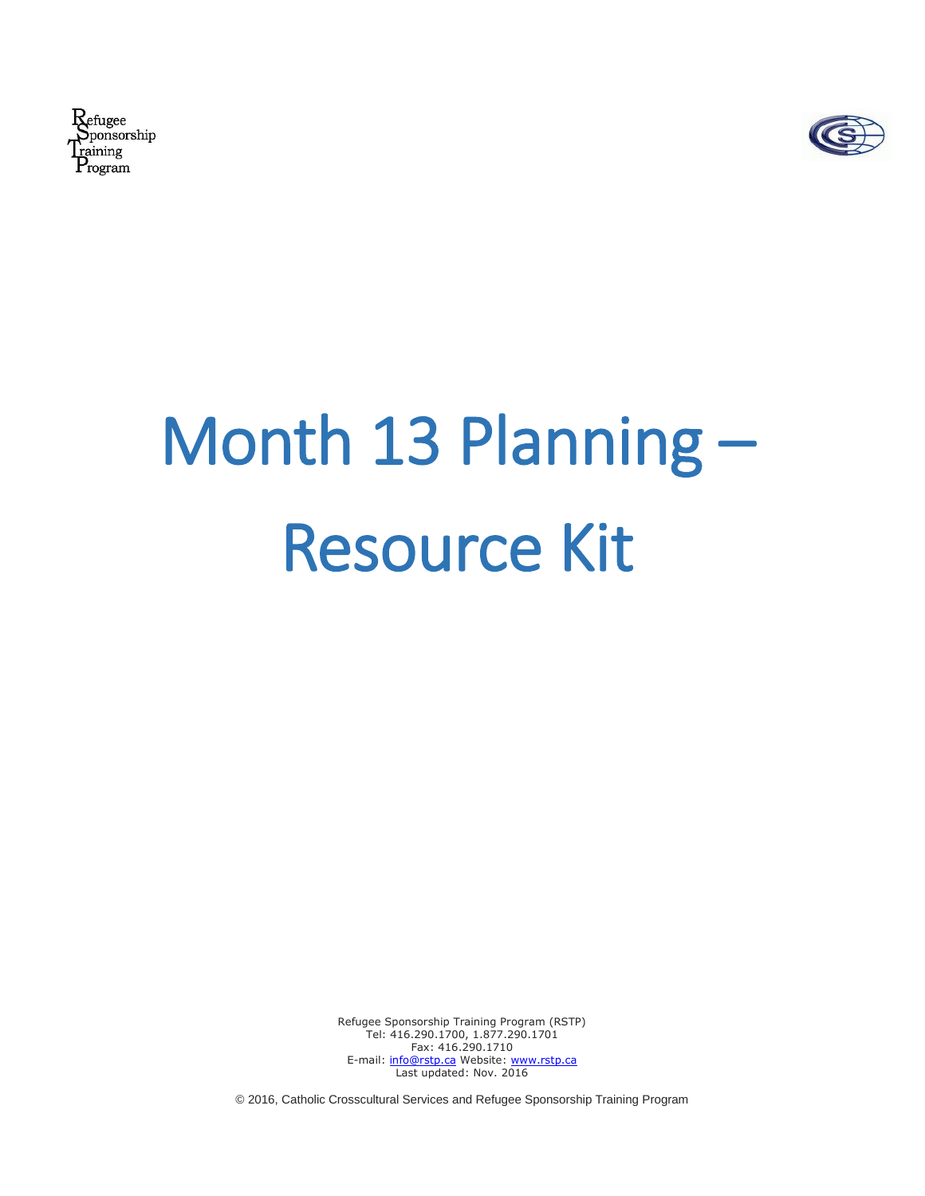Refugee
Sponsorship
Training
Program

# Month 13 Planning – Resource Kit

Refugee Sponsorship Training Program (RSTP)
Tel: 416.290.1700, 1.877.290.1701
Fax: 416.290.1710
E-mail: info@rstp.ca Website: www.rstp.ca
Last updated: Nov. 2016

© 2016, Catholic Crosscultural Services and Refugee Sponsorship Training Program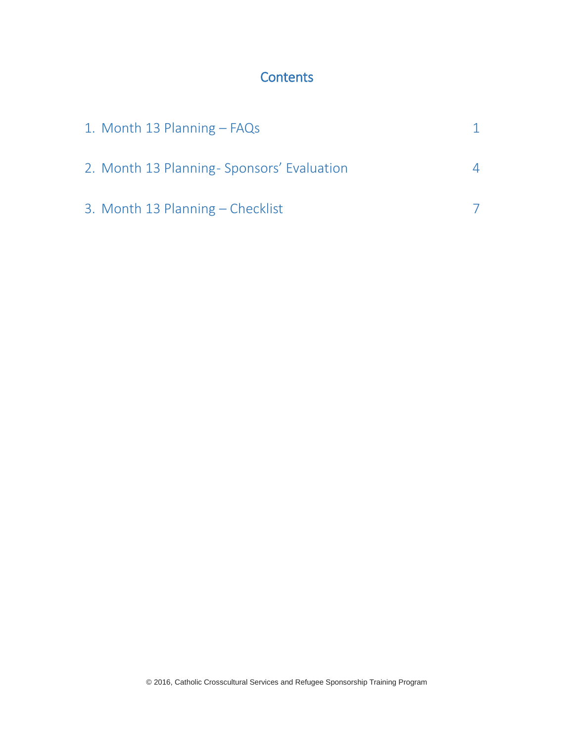# Contents

| | |
|---|---|
| 1. Month 13 Planning – FAQs | 1 |
| 2. Month 13 Planning- Sponsors' Evaluation | 4 |
| 3. Month 13 Planning – Checklist | 7 |

© 2016, Catholic Crosscultural Services and Refugee Sponsorship Training Program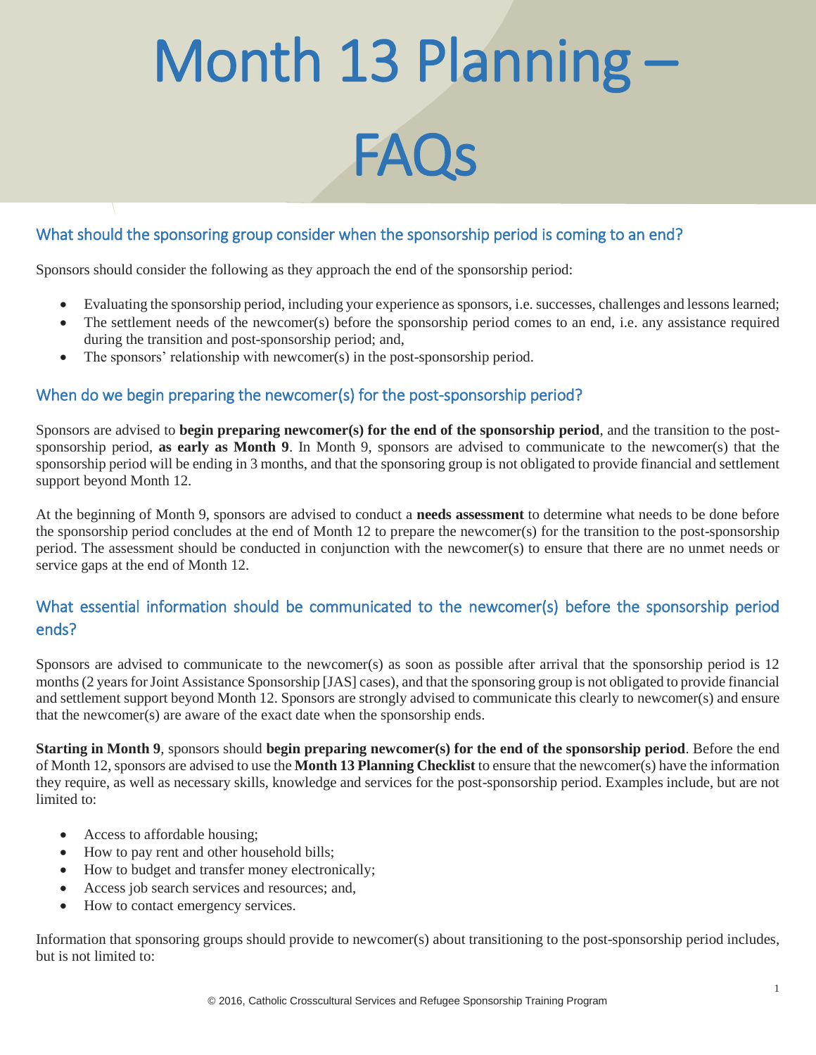# Month 13 Planning – FAQs

## What should the sponsoring group consider when the sponsorship period is coming to an end?

Sponsors should consider the following as they approach the end of the sponsorship period:

- Evaluating the sponsorship period, including your experience as sponsors, i.e. successes, challenges and lessons learned;
- The settlement needs of the newcomer(s) before the sponsorship period comes to an end, i.e. any assistance required during the transition and post-sponsorship period; and,
- The sponsors' relationship with newcomer(s) in the post-sponsorship period.

## When do we begin preparing the newcomer(s) for the post-sponsorship period?

Sponsors are advised to **begin preparing newcomer(s) for the end of the sponsorship period**, and the transition to the post-sponsorship period, **as early as Month 9**. In Month 9, sponsors are advised to communicate to the newcomer(s) that the sponsorship period will be ending in 3 months, and that the sponsoring group is not obligated to provide financial and settlement support beyond Month 12.

At the beginning of Month 9, sponsors are advised to conduct a **needs assessment** to determine what needs to be done before the sponsorship period concludes at the end of Month 12 to prepare the newcomer(s) for the transition to the post-sponsorship period. The assessment should be conducted in conjunction with the newcomer(s) to ensure that there are no unmet needs or service gaps at the end of Month 12.

## What essential information should be communicated to the newcomer(s) before the sponsorship period ends?

Sponsors are advised to communicate to the newcomer(s) as soon as possible after arrival that the sponsorship period is 12 months (2 years for Joint Assistance Sponsorship [JAS] cases), and that the sponsoring group is not obligated to provide financial and settlement support beyond Month 12. Sponsors are strongly advised to communicate this clearly to newcomer(s) and ensure that the newcomer(s) are aware of the exact date when the sponsorship ends.

**Starting in Month 9**, sponsors should **begin preparing newcomer(s) for the end of the sponsorship period**. Before the end of Month 12, sponsors are advised to use the **Month 13 Planning Checklist** to ensure that the newcomer(s) have the information they require, as well as necessary skills, knowledge and services for the post-sponsorship period. Examples include, but are not limited to:

- Access to affordable housing;
- How to pay rent and other household bills;
- How to budget and transfer money electronically;
- Access job search services and resources; and,
- How to contact emergency services.

Information that sponsoring groups should provide to newcomer(s) about transitioning to the post-sponsorship period includes, but is not limited to: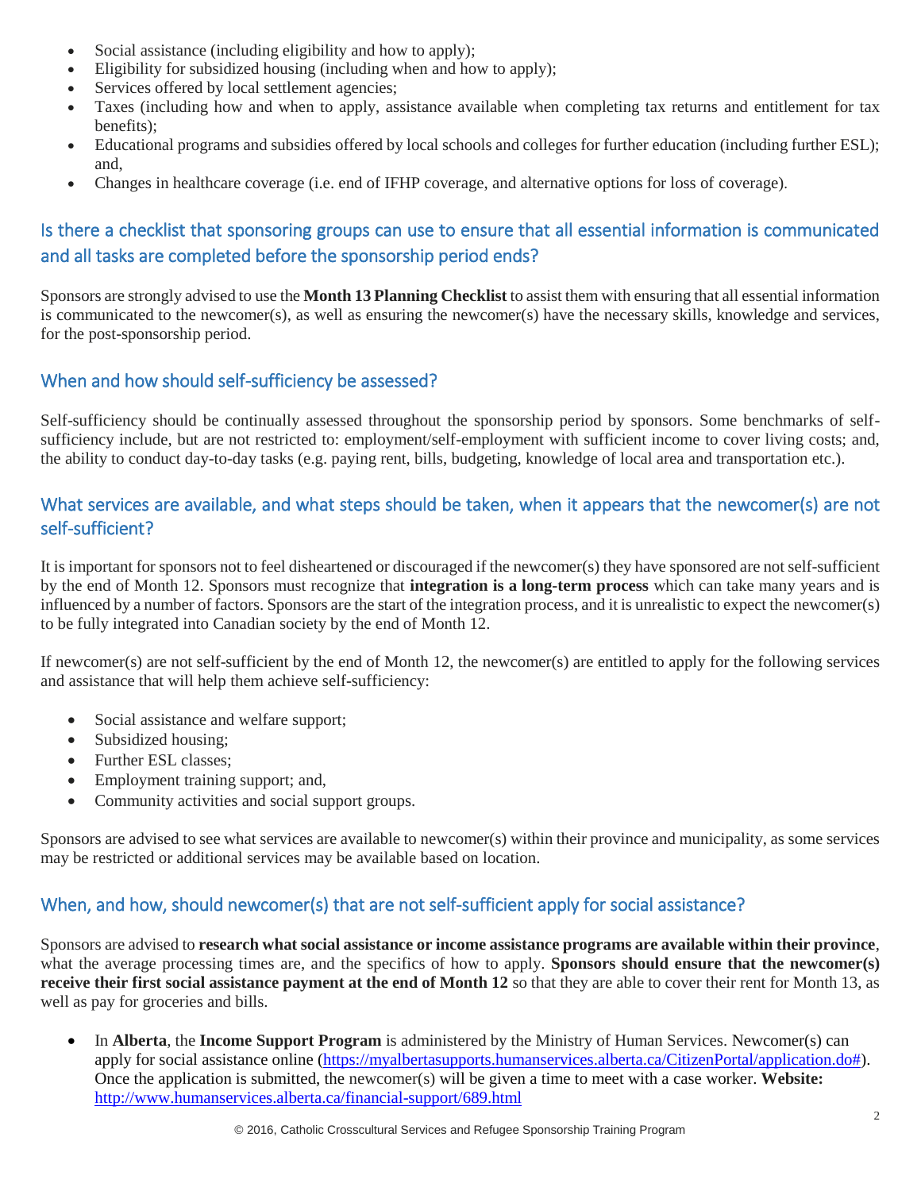- Social assistance (including eligibility and how to apply);
- Eligibility for subsidized housing (including when and how to apply);
- Services offered by local settlement agencies;
- Taxes (including how and when to apply, assistance available when completing tax returns and entitlement for tax benefits);
- Educational programs and subsidies offered by local schools and colleges for further education (including further ESL); and,
- Changes in healthcare coverage (i.e. end of IFHP coverage, and alternative options for loss of coverage).

## Is there a checklist that sponsoring groups can use to ensure that all essential information is communicated and all tasks are completed before the sponsorship period ends?

Sponsors are strongly advised to use the **Month 13 Planning Checklist** to assist them with ensuring that all essential information is communicated to the newcomer(s), as well as ensuring the newcomer(s) have the necessary skills, knowledge and services, for the post-sponsorship period.

## When and how should self-sufficiency be assessed?

Self-sufficiency should be continually assessed throughout the sponsorship period by sponsors. Some benchmarks of self-sufficiency include, but are not restricted to: employment/self-employment with sufficient income to cover living costs; and, the ability to conduct day-to-day tasks (e.g. paying rent, bills, budgeting, knowledge of local area and transportation etc.).

## What services are available, and what steps should be taken, when it appears that the newcomer(s) are not self-sufficient?

It is important for sponsors not to feel disheartened or discouraged if the newcomer(s) they have sponsored are not self-sufficient by the end of Month 12. Sponsors must recognize that **integration is a long-term process** which can take many years and is influenced by a number of factors. Sponsors are the start of the integration process, and it is unrealistic to expect the newcomer(s) to be fully integrated into Canadian society by the end of Month 12.

If newcomer(s) are not self-sufficient by the end of Month 12, the newcomer(s) are entitled to apply for the following services and assistance that will help them achieve self-sufficiency:

- Social assistance and welfare support;
- Subsidized housing;
- Further ESL classes;
- Employment training support; and,
- Community activities and social support groups.

Sponsors are advised to see what services are available to newcomer(s) within their province and municipality, as some services may be restricted or additional services may be available based on location.

## When, and how, should newcomer(s) that are not self-sufficient apply for social assistance?

Sponsors are advised to **research what social assistance or income assistance programs are available within their province**, what the average processing times are, and the specifics of how to apply. **Sponsors should ensure that the newcomer(s) receive their first social assistance payment at the end of Month 12** so that they are able to cover their rent for Month 13, as well as pay for groceries and bills.

- In **Alberta**, the **Income Support Program** is administered by the Ministry of Human Services. Newcomer(s) can apply for social assistance online (https://myalbertasupports.humanservices.alberta.ca/CitizenPortal/application.do#). Once the application is submitted, the newcomer(s) will be given a time to meet with a case worker. **Website:** http://www.humanservices.alberta.ca/financial-support/689.html

© 2016, Catholic Crosscultural Services and Refugee Sponsorship Training Program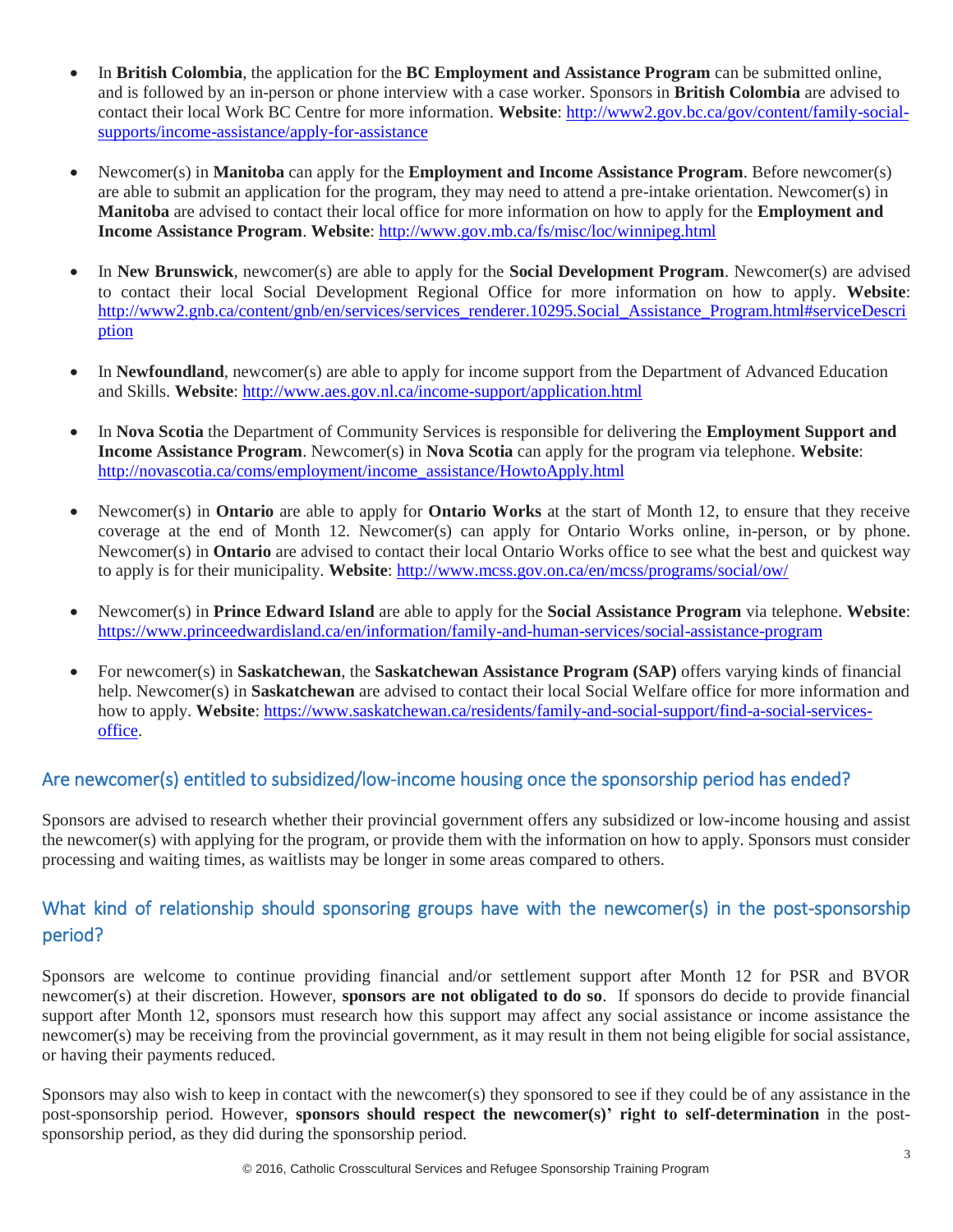- In **British Colombia**, the application for the **BC Employment and Assistance Program** can be submitted online, and is followed by an in-person or phone interview with a case worker. Sponsors in **British Colombia** are advised to contact their local Work BC Centre for more information. **Website**: http://www2.gov.bc.ca/gov/content/family-social-supports/income-assistance/apply-for-assistance

- Newcomer(s) in **Manitoba** can apply for the **Employment and Income Assistance Program**. Before newcomer(s) are able to submit an application for the program, they may need to attend a pre-intake orientation. Newcomer(s) in **Manitoba** are advised to contact their local office for more information on how to apply for the **Employment and Income Assistance Program**. **Website**: http://www.gov.mb.ca/fs/misc/loc/winnipeg.html

- In **New Brunswick**, newcomer(s) are able to apply for the **Social Development Program**. Newcomer(s) are advised to contact their local Social Development Regional Office for more information on how to apply. **Website**: http://www2.gnb.ca/content/gnb/en/services/services_renderer.10295.Social_Assistance_Program.html#serviceDescription

- In **Newfoundland**, newcomer(s) are able to apply for income support from the Department of Advanced Education and Skills. **Website**: http://www.aes.gov.nl.ca/income-support/application.html

- In **Nova Scotia** the Department of Community Services is responsible for delivering the **Employment Support and Income Assistance Program**. Newcomer(s) in **Nova Scotia** can apply for the program via telephone. **Website**: http://novascotia.ca/coms/employment/income_assistance/HowtoApply.html

- Newcomer(s) in **Ontario** are able to apply for **Ontario Works** at the start of Month 12, to ensure that they receive coverage at the end of Month 12. Newcomer(s) can apply for Ontario Works online, in-person, or by phone. Newcomer(s) in **Ontario** are advised to contact their local Ontario Works office to see what the best and quickest way to apply is for their municipality. **Website**: http://www.mcss.gov.on.ca/en/mcss/programs/social/ow/

- Newcomer(s) in **Prince Edward Island** are able to apply for the **Social Assistance Program** via telephone. **Website**: https://www.princeedwardisland.ca/en/information/family-and-human-services/social-assistance-program

- For newcomer(s) in **Saskatchewan**, the **Saskatchewan Assistance Program (SAP)** offers varying kinds of financial help. Newcomer(s) in **Saskatchewan** are advised to contact their local Social Welfare office for more information and how to apply. **Website**: https://www.saskatchewan.ca/residents/family-and-social-support/find-a-social-services-office.

## Are newcomer(s) entitled to subsidized/low-income housing once the sponsorship period has ended?

Sponsors are advised to research whether their provincial government offers any subsidized or low-income housing and assist the newcomer(s) with applying for the program, or provide them with the information on how to apply. Sponsors must consider processing and waiting times, as waitlists may be longer in some areas compared to others.

## What kind of relationship should sponsoring groups have with the newcomer(s) in the post-sponsorship period?

Sponsors are welcome to continue providing financial and/or settlement support after Month 12 for PSR and BVOR newcomer(s) at their discretion. However, **sponsors are not obligated to do so**. If sponsors do decide to provide financial support after Month 12, sponsors must research how this support may affect any social assistance or income assistance the newcomer(s) may be receiving from the provincial government, as it may result in them not being eligible for social assistance, or having their payments reduced.

Sponsors may also wish to keep in contact with the newcomer(s) they sponsored to see if they could be of any assistance in the post-sponsorship period. However, **sponsors should respect the newcomer(s)' right to self-determination** in the post-sponsorship period, as they did during the sponsorship period.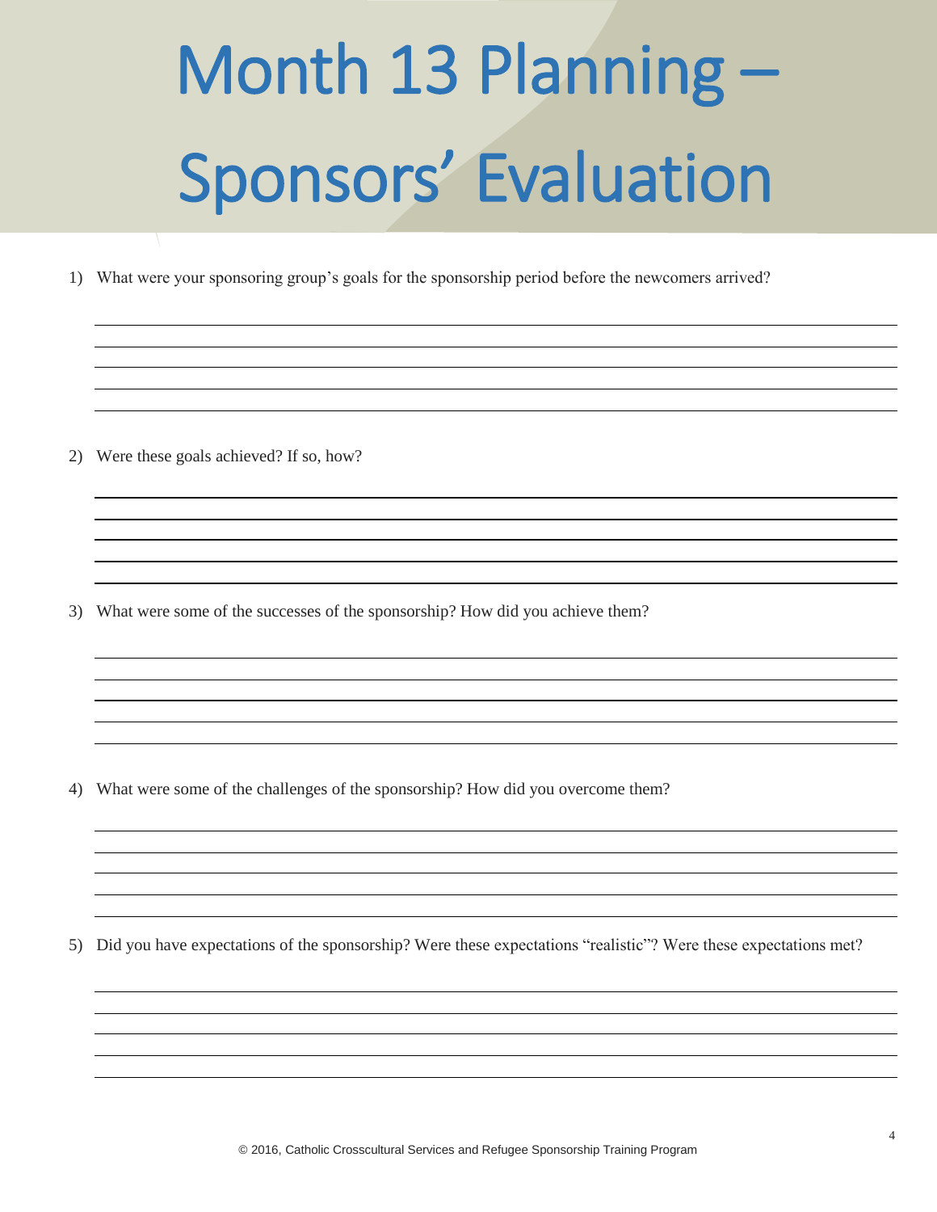# Month 13 Planning – Sponsors' Evaluation

1) What were your sponsoring group's goals for the sponsorship period before the newcomers arrived?

2) Were these goals achieved? If so, how?

3) What were some of the successes of the sponsorship? How did you achieve them?

4) What were some of the challenges of the sponsorship? How did you overcome them?

5) Did you have expectations of the sponsorship? Were these expectations "realistic"? Were these expectations met?

© 2016, Catholic Crosscultural Services and Refugee Sponsorship Training Program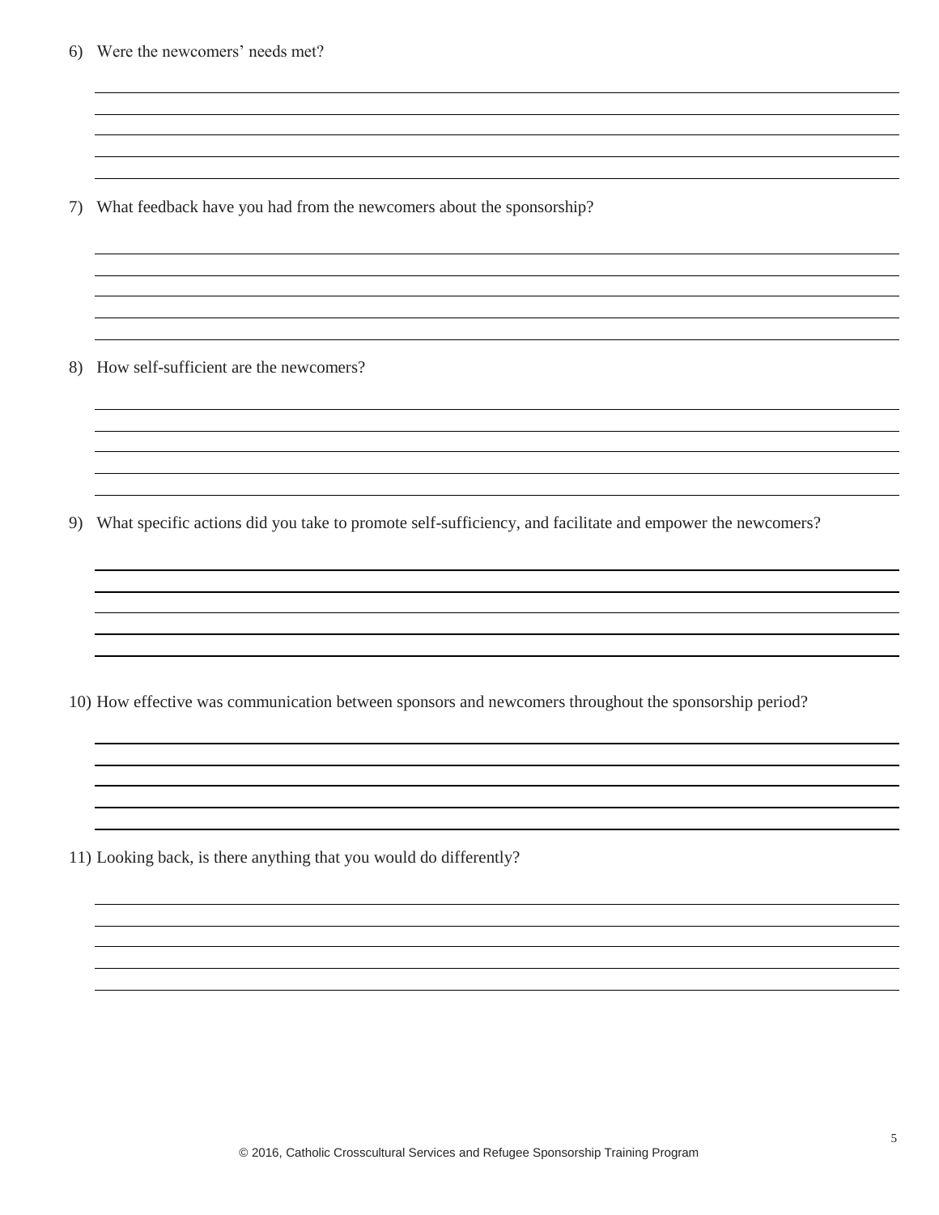6) Were the newcomers' needs met?

7) What feedback have you had from the newcomers about the sponsorship?

8) How self-sufficient are the newcomers?

9) What specific actions did you take to promote self-sufficiency, and facilitate and empower the newcomers?

10) How effective was communication between sponsors and newcomers throughout the sponsorship period?

11) Looking back, is there anything that you would do differently?

© 2016, Catholic Crosscultural Services and Refugee Sponsorship Training Program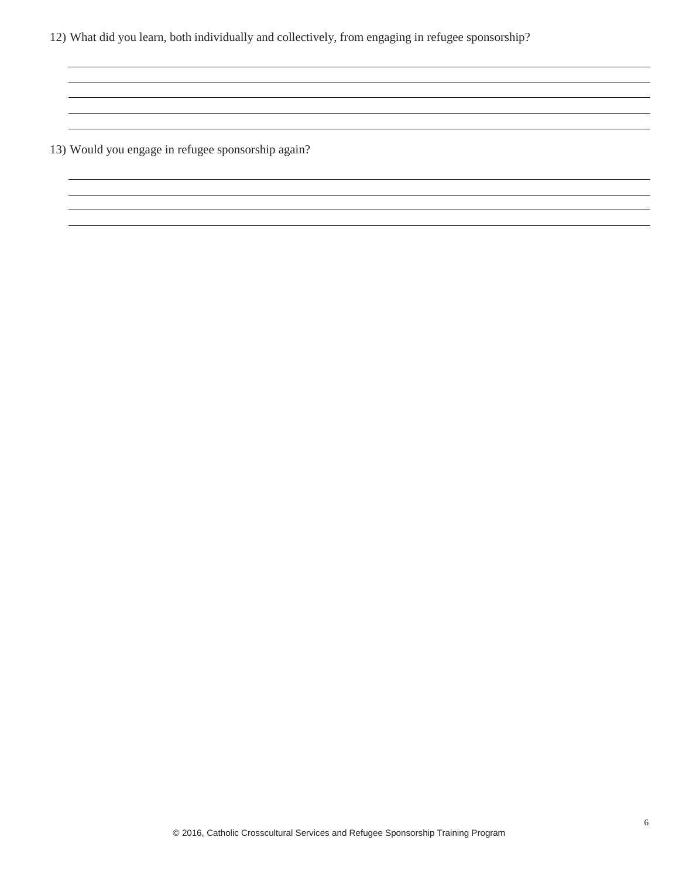12) What did you learn, both individually and collectively, from engaging in refugee sponsorship?

\_\_\_\_\_\_\_\_\_\_\_\_\_\_\_\_\_\_\_\_\_\_\_\_\_\_\_\_\_\_\_\_\_\_\_\_\_\_\_\_\_\_\_\_\_\_\_\_\_\_\_\_\_\_\_\_\_\_\_\_\_\_\_\_\_\_\_\_\_\_\_\_\_\_\_\_\_\_

\_\_\_\_\_\_\_\_\_\_\_\_\_\_\_\_\_\_\_\_\_\_\_\_\_\_\_\_\_\_\_\_\_\_\_\_\_\_\_\_\_\_\_\_\_\_\_\_\_\_\_\_\_\_\_\_\_\_\_\_\_\_\_\_\_\_\_\_\_\_\_\_\_\_\_\_\_\_

\_\_\_\_\_\_\_\_\_\_\_\_\_\_\_\_\_\_\_\_\_\_\_\_\_\_\_\_\_\_\_\_\_\_\_\_\_\_\_\_\_\_\_\_\_\_\_\_\_\_\_\_\_\_\_\_\_\_\_\_\_\_\_\_\_\_\_\_\_\_\_\_\_\_\_\_\_\_

\_\_\_\_\_\_\_\_\_\_\_\_\_\_\_\_\_\_\_\_\_\_\_\_\_\_\_\_\_\_\_\_\_\_\_\_\_\_\_\_\_\_\_\_\_\_\_\_\_\_\_\_\_\_\_\_\_\_\_\_\_\_\_\_\_\_\_\_\_\_\_\_\_\_\_\_\_\_

\_\_\_\_\_\_\_\_\_\_\_\_\_\_\_\_\_\_\_\_\_\_\_\_\_\_\_\_\_\_\_\_\_\_\_\_\_\_\_\_\_\_\_\_\_\_\_\_\_\_\_\_\_\_\_\_\_\_\_\_\_\_\_\_\_\_\_\_\_\_\_\_\_\_\_\_\_\_

13) Would you engage in refugee sponsorship again?

\_\_\_\_\_\_\_\_\_\_\_\_\_\_\_\_\_\_\_\_\_\_\_\_\_\_\_\_\_\_\_\_\_\_\_\_\_\_\_\_\_\_\_\_\_\_\_\_\_\_\_\_\_\_\_\_\_\_\_\_\_\_\_\_\_\_\_\_\_\_\_\_\_\_\_\_\_\_

\_\_\_\_\_\_\_\_\_\_\_\_\_\_\_\_\_\_\_\_\_\_\_\_\_\_\_\_\_\_\_\_\_\_\_\_\_\_\_\_\_\_\_\_\_\_\_\_\_\_\_\_\_\_\_\_\_\_\_\_\_\_\_\_\_\_\_\_\_\_\_\_\_\_\_\_\_\_

\_\_\_\_\_\_\_\_\_\_\_\_\_\_\_\_\_\_\_\_\_\_\_\_\_\_\_\_\_\_\_\_\_\_\_\_\_\_\_\_\_\_\_\_\_\_\_\_\_\_\_\_\_\_\_\_\_\_\_\_\_\_\_\_\_\_\_\_\_\_\_\_\_\_\_\_\_\_

\_\_\_\_\_\_\_\_\_\_\_\_\_\_\_\_\_\_\_\_\_\_\_\_\_\_\_\_\_\_\_\_\_\_\_\_\_\_\_\_\_\_\_\_\_\_\_\_\_\_\_\_\_\_\_\_\_\_\_\_\_\_\_\_\_\_\_\_\_\_\_\_\_\_\_\_\_\_

© 2016, Catholic Crosscultural Services and Refugee Sponsorship Training Program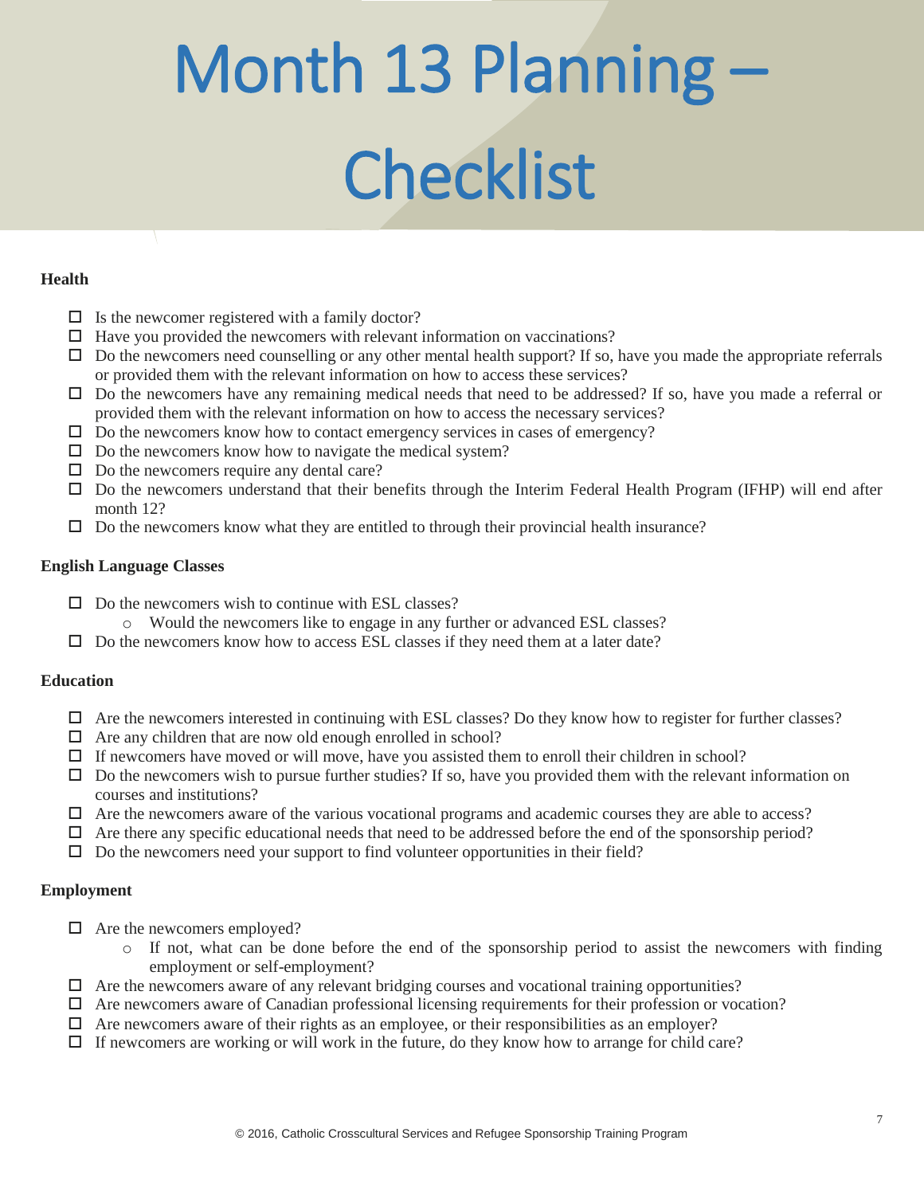# Month 13 Planning – Checklist

**Health**

- ☐ Is the newcomer registered with a family doctor?
- ☐ Have you provided the newcomers with relevant information on vaccinations?
- ☐ Do the newcomers need counselling or any other mental health support? If so, have you made the appropriate referrals or provided them with the relevant information on how to access these services?
- ☐ Do the newcomers have any remaining medical needs that need to be addressed? If so, have you made a referral or provided them with the relevant information on how to access the necessary services?
- ☐ Do the newcomers know how to contact emergency services in cases of emergency?
- ☐ Do the newcomers know how to navigate the medical system?
- ☐ Do the newcomers require any dental care?
- ☐ Do the newcomers understand that their benefits through the Interim Federal Health Program (IFHP) will end after month 12?
- ☐ Do the newcomers know what they are entitled to through their provincial health insurance?

**English Language Classes**

- ☐ Do the newcomers wish to continue with ESL classes?
  - Would the newcomers like to engage in any further or advanced ESL classes?
- ☐ Do the newcomers know how to access ESL classes if they need them at a later date?

**Education**

- ☐ Are the newcomers interested in continuing with ESL classes? Do they know how to register for further classes?
- ☐ Are any children that are now old enough enrolled in school?
- ☐ If newcomers have moved or will move, have you assisted them to enroll their children in school?
- ☐ Do the newcomers wish to pursue further studies? If so, have you provided them with the relevant information on courses and institutions?
- ☐ Are the newcomers aware of the various vocational programs and academic courses they are able to access?
- ☐ Are there any specific educational needs that need to be addressed before the end of the sponsorship period?
- ☐ Do the newcomers need your support to find volunteer opportunities in their field?

**Employment**

- ☐ Are the newcomers employed?
  - If not, what can be done before the end of the sponsorship period to assist the newcomers with finding employment or self-employment?
- ☐ Are the newcomers aware of any relevant bridging courses and vocational training opportunities?
- ☐ Are newcomers aware of Canadian professional licensing requirements for their profession or vocation?
- ☐ Are newcomers aware of their rights as an employee, or their responsibilities as an employer?
- ☐ If newcomers are working or will work in the future, do they know how to arrange for child care?

© 2016, Catholic Crosscultural Services and Refugee Sponsorship Training Program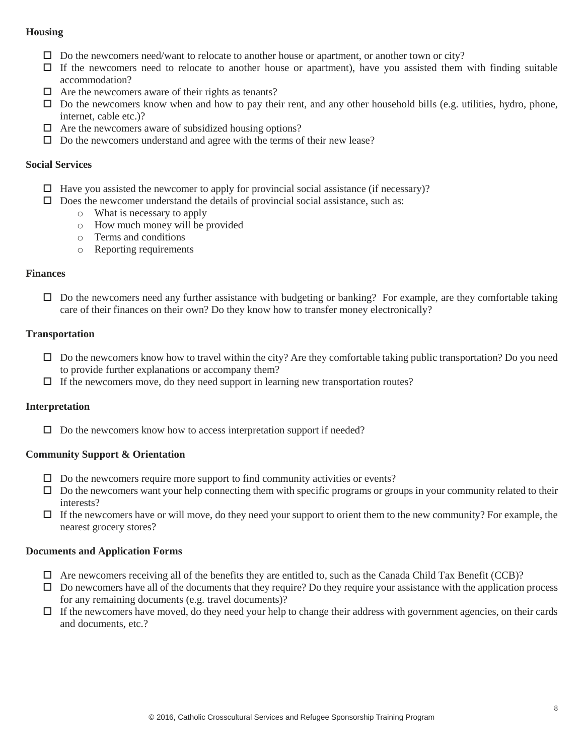**Housing**

- ☐ Do the newcomers need/want to relocate to another house or apartment, or another town or city?
- ☐ If the newcomers need to relocate to another house or apartment), have you assisted them with finding suitable accommodation?
- ☐ Are the newcomers aware of their rights as tenants?
- ☐ Do the newcomers know when and how to pay their rent, and any other household bills (e.g. utilities, hydro, phone, internet, cable etc.)?
- ☐ Are the newcomers aware of subsidized housing options?
- ☐ Do the newcomers understand and agree with the terms of their new lease?

**Social Services**

- ☐ Have you assisted the newcomer to apply for provincial social assistance (if necessary)?
- ☐ Does the newcomer understand the details of provincial social assistance, such as:
    - What is necessary to apply
    - How much money will be provided
    - Terms and conditions
    - Reporting requirements

**Finances**

- ☐ Do the newcomers need any further assistance with budgeting or banking? For example, are they comfortable taking care of their finances on their own? Do they know how to transfer money electronically?

**Transportation**

- ☐ Do the newcomers know how to travel within the city? Are they comfortable taking public transportation? Do you need to provide further explanations or accompany them?
- ☐ If the newcomers move, do they need support in learning new transportation routes?

**Interpretation**

- ☐ Do the newcomers know how to access interpretation support if needed?

**Community Support & Orientation**

- ☐ Do the newcomers require more support to find community activities or events?
- ☐ Do the newcomers want your help connecting them with specific programs or groups in your community related to their interests?
- ☐ If the newcomers have or will move, do they need your support to orient them to the new community? For example, the nearest grocery stores?

**Documents and Application Forms**

- ☐ Are newcomers receiving all of the benefits they are entitled to, such as the Canada Child Tax Benefit (CCB)?
- ☐ Do newcomers have all of the documents that they require? Do they require your assistance with the application process for any remaining documents (e.g. travel documents)?
- ☐ If the newcomers have moved, do they need your help to change their address with government agencies, on their cards and documents, etc.?

© 2016, Catholic Crosscultural Services and Refugee Sponsorship Training Program